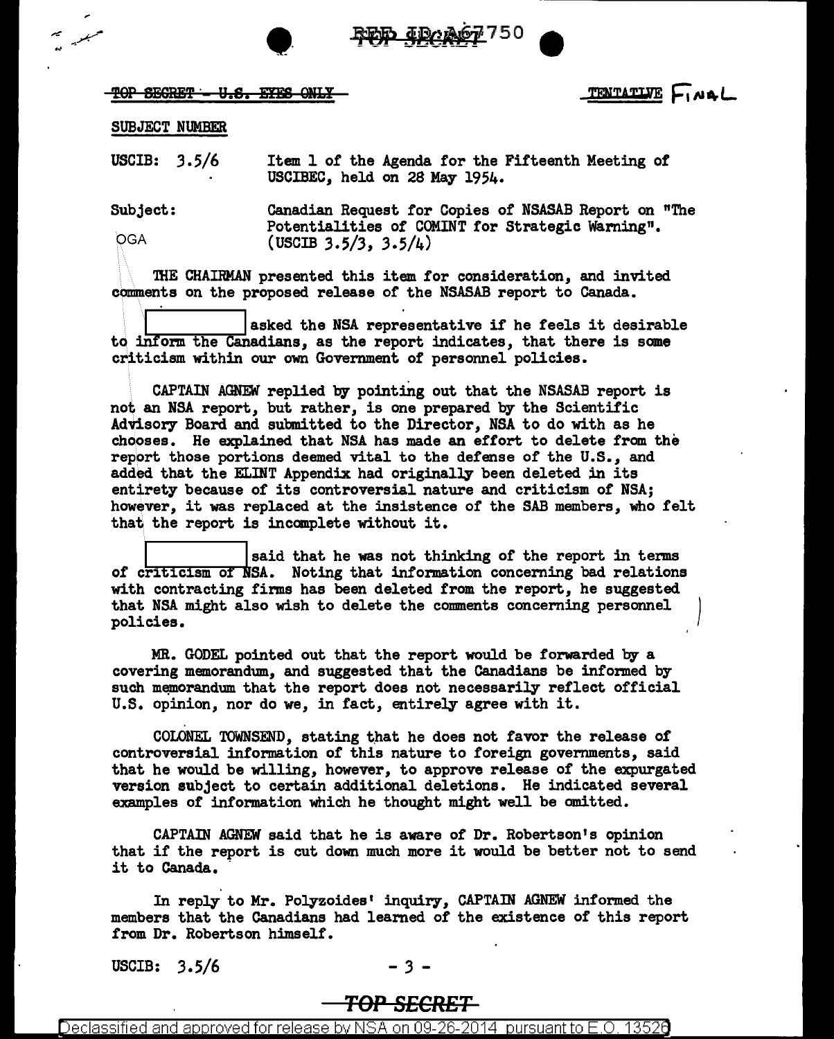~~TOP SECRET - U.S. EYES ONLY~~

TENTATIVE FINAL

SUBJECT NUMBER

USCIB: 3.5/6 — Item 1 of the Agenda for the Fifteenth Meeting of USCIBEC, held on 28 May 1954.

Subject: Canadian Request for Copies of NSASAB Report on "The Potentialities of COMINT for Strategic Warning". (USCIB 3.5/3, 3.5/4)

OGA

THE CHAIRMAN presented this item for consideration, and invited comments on the proposed release of the NSASAB report to Canada.

[          ] asked the NSA representative if he feels it desirable to inform the Canadians, as the report indicates, that there is some criticism within our own Government of personnel policies.

CAPTAIN AGNEW replied by pointing out that the NSASAB report is not an NSA report, but rather, is one prepared by the Scientific Advisory Board and submitted to the Director, NSA to do with as he chooses. He explained that NSA has made an effort to delete from the report those portions deemed vital to the defense of the U.S., and added that the ELINT Appendix had originally been deleted in its entirety because of its controversial nature and criticism of NSA; however, it was replaced at the insistence of the SAB members, who felt that the report is incomplete without it.

[          ] said that he was not thinking of the report in terms of criticism of NSA. Noting that information concerning bad relations with contracting firms has been deleted from the report, he suggested that NSA might also wish to delete the comments concerning personnel policies.

MR. GODEL pointed out that the report would be forwarded by a covering memorandum, and suggested that the Canadians be informed by such memorandum that the report does not necessarily reflect official U.S. opinion, nor do we, in fact, entirely agree with it.

COLONEL TOWNSEND, stating that he does not favor the release of controversial information of this nature to foreign governments, said that he would be willing, however, to approve release of the expurgated version subject to certain additional deletions. He indicated several examples of information which he thought might well be omitted.

CAPTAIN AGNEW said that he is aware of Dr. Robertson's opinion that if the report is cut down much more it would be better not to send it to Canada.

In reply to Mr. Polyzoides' inquiry, CAPTAIN AGNEW informed the members that the Canadians had learned of the existence of this report from Dr. Robertson himself.

USCIB: 3.5/6

TOP SECRET

Declassified and approved for release by NSA on 09-26-2014 pursuant to E.O. 13526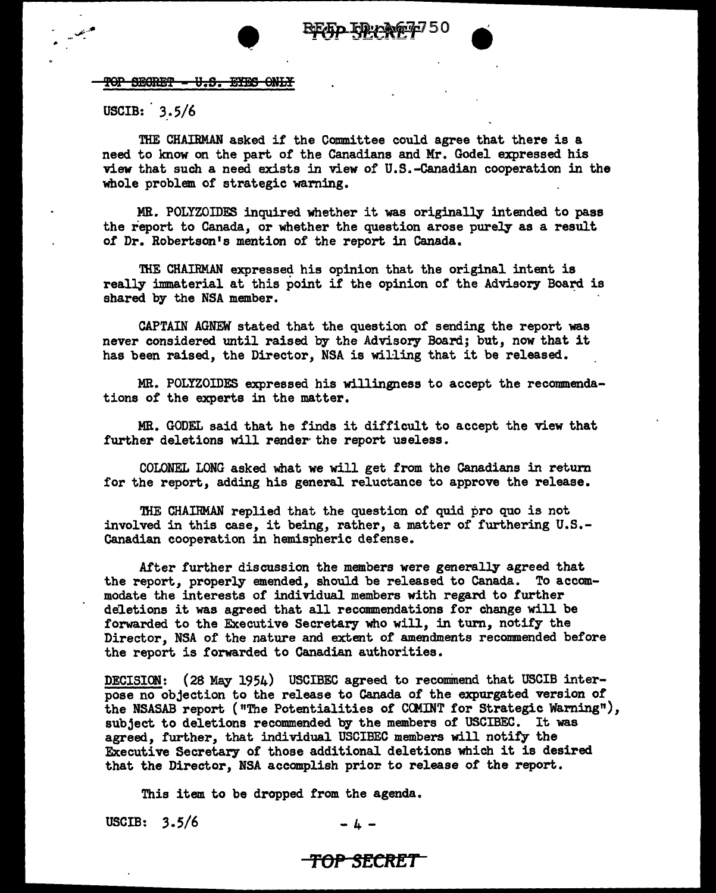~~TOP SECRET - U.S. EYES ONLY~~

USCIB: 3.5/6

THE CHAIRMAN asked if the Committee could agree that there is a need to know on the part of the Canadians and Mr. Godel expressed his view that such a need exists in view of U.S.-Canadian cooperation in the whole problem of strategic warning.

MR. POLYZOIDES inquired whether it was originally intended to pass the report to Canada, or whether the question arose purely as a result of Dr. Robertson's mention of the report in Canada.

THE CHAIRMAN expressed his opinion that the original intent is really immaterial at this point if the opinion of the Advisory Board is shared by the NSA member.

CAPTAIN AGNEW stated that the question of sending the report was never considered until raised by the Advisory Board; but, now that it has been raised, the Director, NSA is willing that it be released.

MR. POLYZOIDES expressed his willingness to accept the recommendations of the experts in the matter.

MR. GODEL said that he finds it difficult to accept the view that further deletions will render the report useless.

COLONEL LONG asked what we will get from the Canadians in return for the report, adding his general reluctance to approve the release.

THE CHAIRMAN replied that the question of quid pro quo is not involved in this case, it being, rather, a matter of furthering U.S.-Canadian cooperation in hemispheric defense.

After further discussion the members were generally agreed that the report, properly emended, should be released to Canada. To accommodate the interests of individual members with regard to further deletions it was agreed that all recommendations for change will be forwarded to the Executive Secretary who will, in turn, notify the Director, NSA of the nature and extent of amendments recommended before the report is forwarded to Canadian authorities.

DECISION: (28 May 1954) USCIBEC agreed to recommend that USCIB interpose no objection to the release to Canada of the expurgated version of the NSASAB report ("The Potentialities of COMINT for Strategic Warning"), subject to deletions recommended by the members of USCIBEC. It was agreed, further, that individual USCIBEC members will notify the Executive Secretary of those additional deletions which it is desired that the Director, NSA accomplish prior to release of the report.

This item to be dropped from the agenda.

USCIB: 3.5/6

TOP SECRET